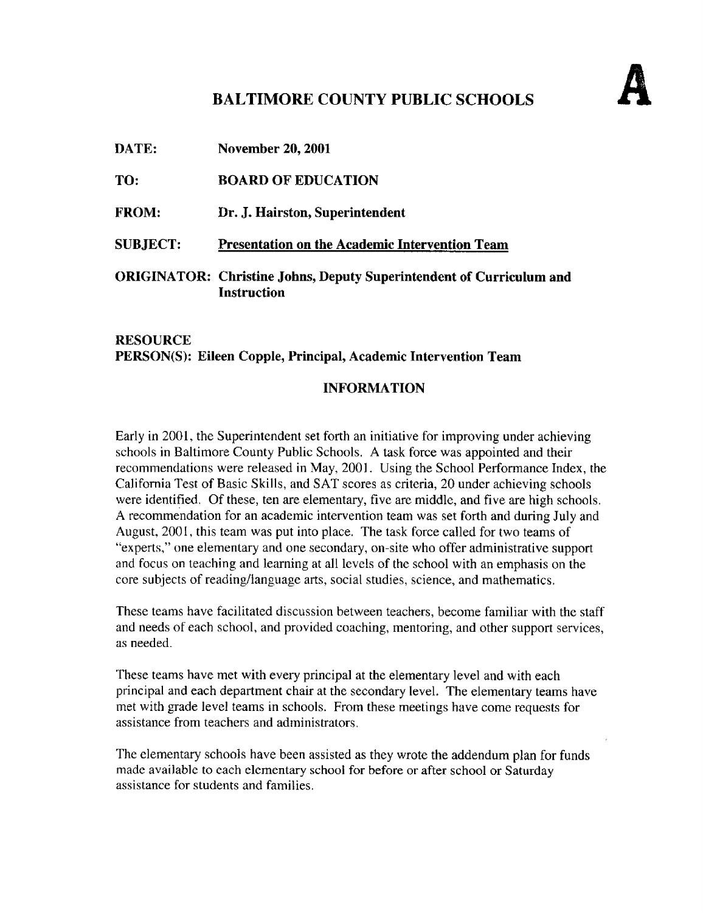# BALTIMORE COUNTY PUBLIC SCHOOLS

**A**

**DATE:** **November 20, 2001**

**TO:** **BOARD OF EDUCATION**

**FROM:** **Dr. J. Hairston, Superintendent**

**SUBJECT:** **<u>Presentation on the Academic Intervention Team</u>**

**ORIGINATOR: Christine Johns, Deputy Superintendent of Curriculum and Instruction**

**RESOURCE PERSON(S): Eileen Copple, Principal, Academic Intervention Team**

## INFORMATION

Early in 2001, the Superintendent set forth an initiative for improving under achieving schools in Baltimore County Public Schools. A task force was appointed and their recommendations were released in May, 2001. Using the School Performance Index, the California Test of Basic Skills, and SAT scores as criteria, 20 under achieving schools were identified. Of these, ten are elementary, five are middle, and five are high schools. A recommendation for an academic intervention team was set forth and during July and August, 2001, this team was put into place. The task force called for two teams of "experts," one elementary and one secondary, on-site who offer administrative support and focus on teaching and learning at all levels of the school with an emphasis on the core subjects of reading/language arts, social studies, science, and mathematics.

These teams have facilitated discussion between teachers, become familiar with the staff and needs of each school, and provided coaching, mentoring, and other support services, as needed.

These teams have met with every principal at the elementary level and with each principal and each department chair at the secondary level. The elementary teams have met with grade level teams in schools. From these meetings have come requests for assistance from teachers and administrators.

The elementary schools have been assisted as they wrote the addendum plan for funds made available to each elementary school for before or after school or Saturday assistance for students and families.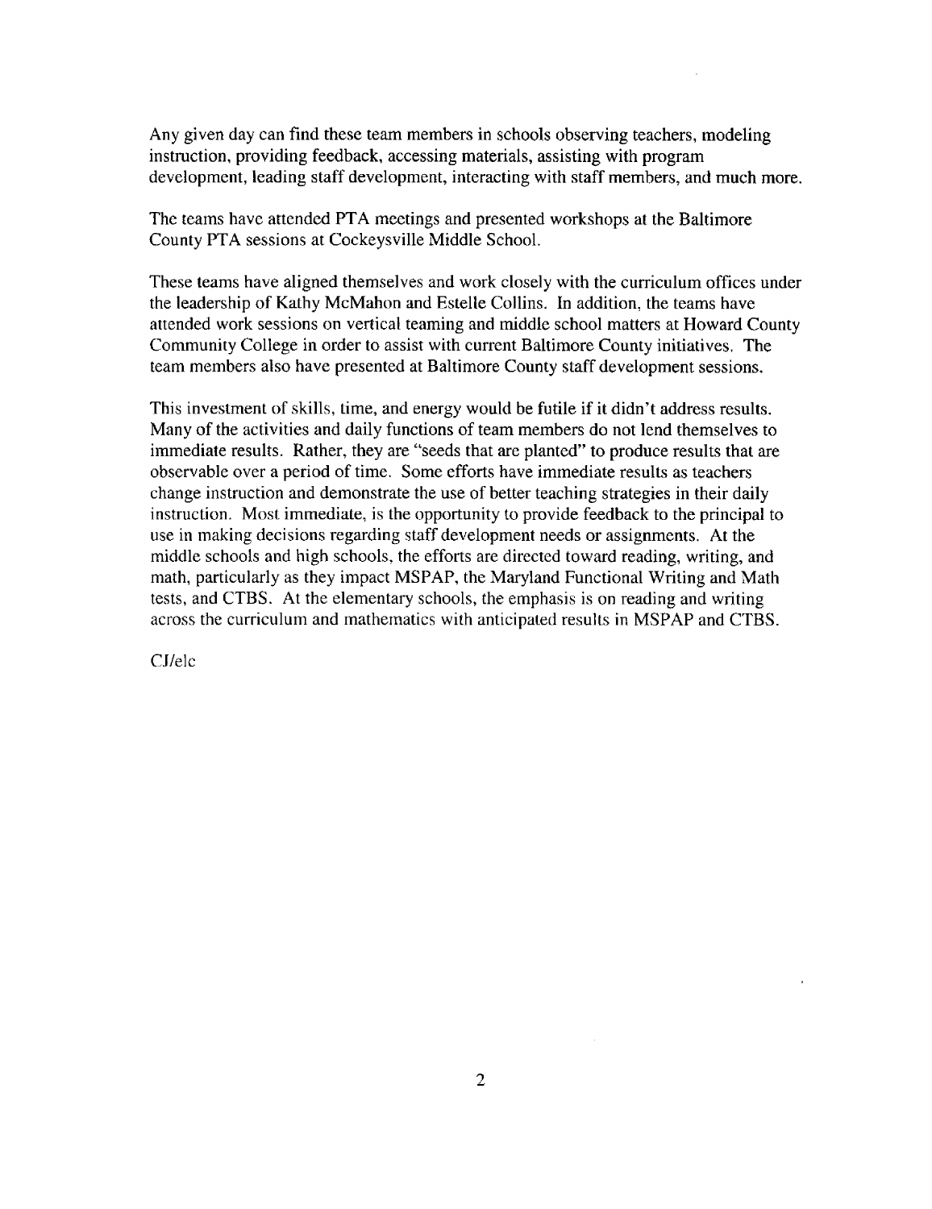Any given day can find these team members in schools observing teachers, modeling instruction, providing feedback, accessing materials, assisting with program development, leading staff development, interacting with staff members, and much more.

The teams have attended PTA meetings and presented workshops at the Baltimore County PTA sessions at Cockeysville Middle School.

These teams have aligned themselves and work closely with the curriculum offices under the leadership of Kathy McMahon and Estelle Collins. In addition, the teams have attended work sessions on vertical teaming and middle school matters at Howard County Community College in order to assist with current Baltimore County initiatives. The team members also have presented at Baltimore County staff development sessions.

This investment of skills, time, and energy would be futile if it didn't address results. Many of the activities and daily functions of team members do not lend themselves to immediate results. Rather, they are "seeds that are planted" to produce results that are observable over a period of time. Some efforts have immediate results as teachers change instruction and demonstrate the use of better teaching strategies in their daily instruction. Most immediate, is the opportunity to provide feedback to the principal to use in making decisions regarding staff development needs or assignments. At the middle schools and high schools, the efforts are directed toward reading, writing, and math, particularly as they impact MSPAP, the Maryland Functional Writing and Math tests, and CTBS. At the elementary schools, the emphasis is on reading and writing across the curriculum and mathematics with anticipated results in MSPAP and CTBS.

CJ/elc